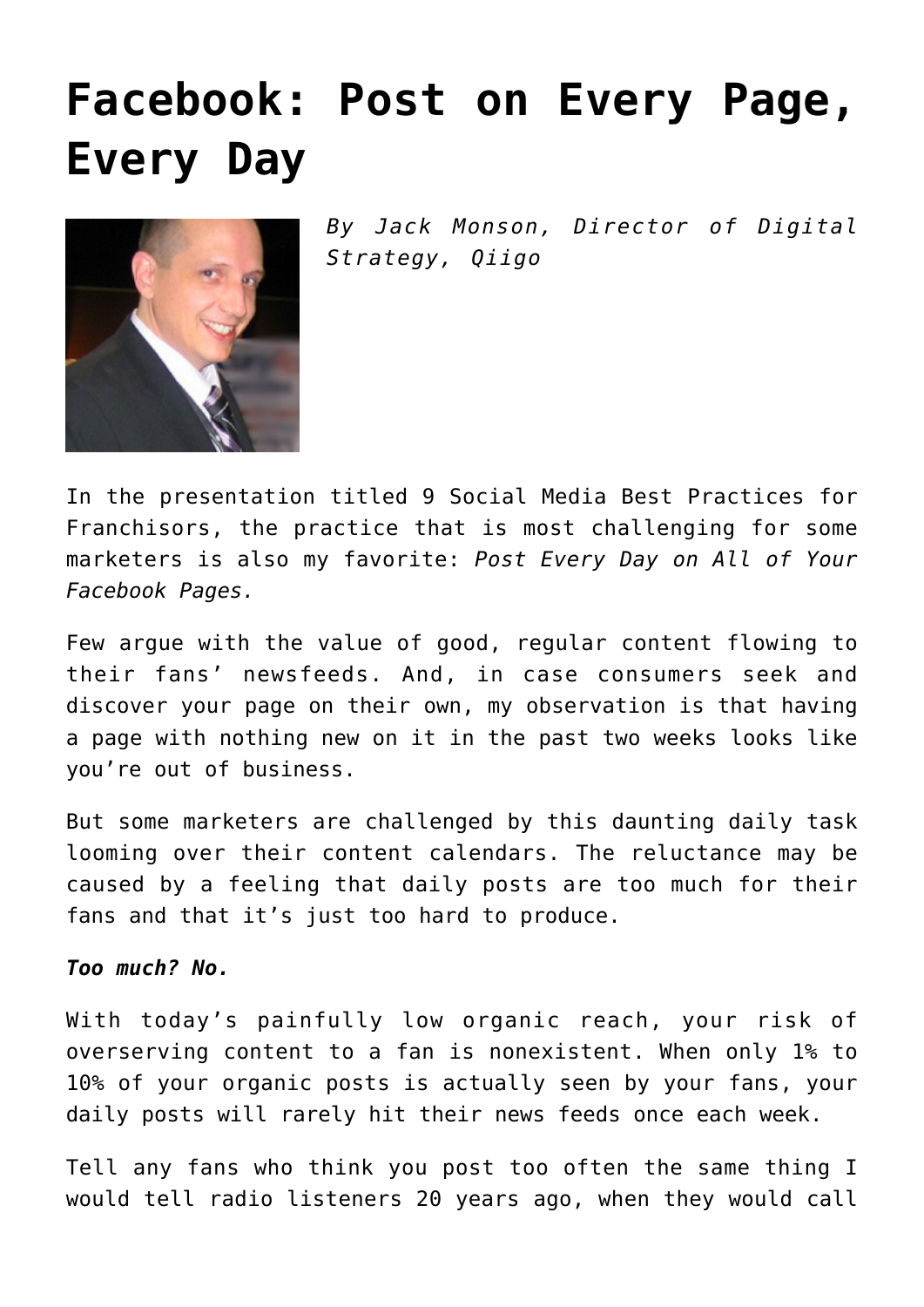# Facebook: Post on Every Page, Every Day

*By Jack Monson, Director of Digital Strategy, Qiigo*

In the presentation titled 9 Social Media Best Practices for Franchisors, the practice that is most challenging for some marketers is also my favorite: *Post Every Day on All of Your Facebook Pages.*

Few argue with the value of good, regular content flowing to their fans' newsfeeds. And, in case consumers seek and discover your page on their own, my observation is that having a page with nothing new on it in the past two weeks looks like you're out of business.

But some marketers are challenged by this daunting daily task looming over their content calendars. The reluctance may be caused by a feeling that daily posts are too much for their fans and that it's just too hard to produce.

***Too much? No.***

With today's painfully low organic reach, your risk of overserving content to a fan is nonexistent. When only 1% to 10% of your organic posts is actually seen by your fans, your daily posts will rarely hit their news feeds once each week.

Tell any fans who think you post too often the same thing I would tell radio listeners 20 years ago, when they would call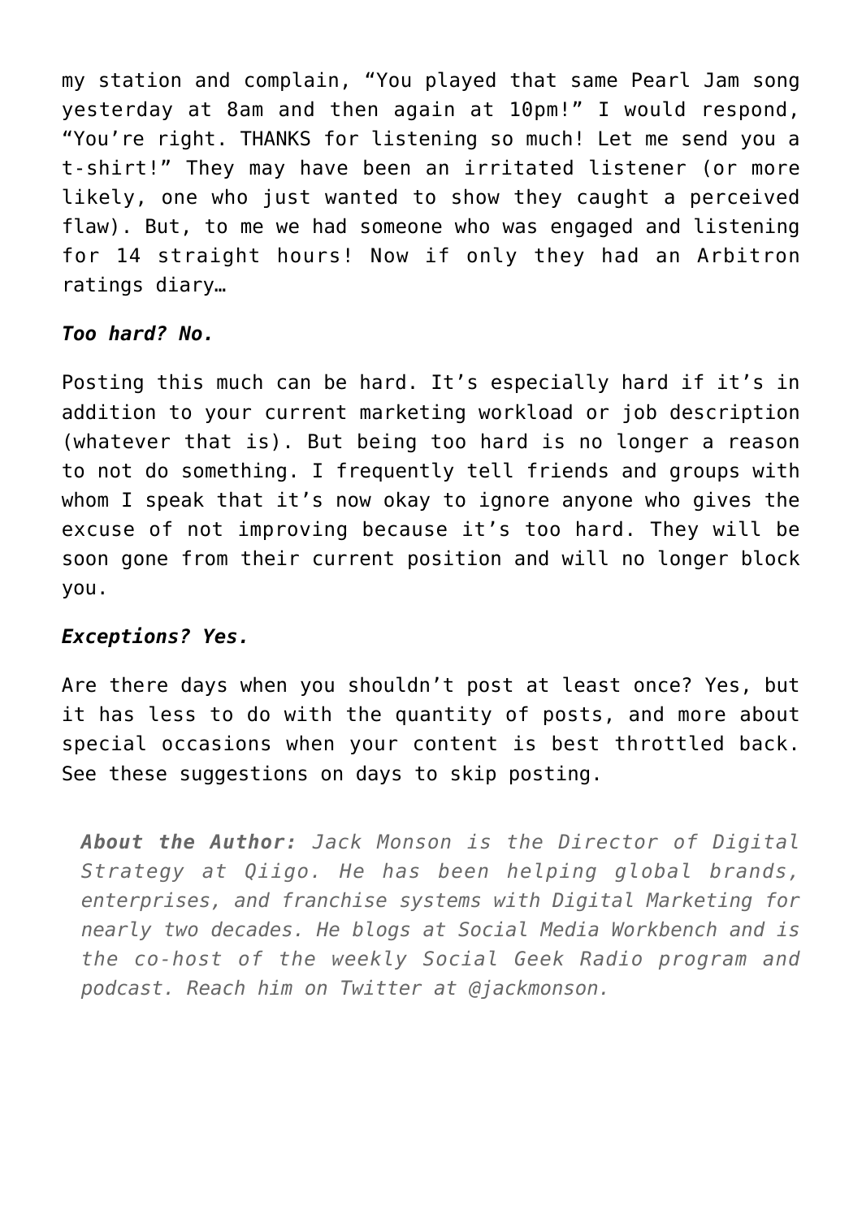my station and complain, "You played that same Pearl Jam song yesterday at 8am and then again at 10pm!" I would respond, "You're right. THANKS for listening so much! Let me send you a t-shirt!" They may have been an irritated listener (or more likely, one who just wanted to show they caught a perceived flaw). But, to me we had someone who was engaged and listening for 14 straight hours! Now if only they had an Arbitron ratings diary…

***Too hard? No.***

Posting this much can be hard. It's especially hard if it's in addition to your current marketing workload or job description (whatever that is). But being too hard is no longer a reason to not do something. I frequently tell friends and groups with whom I speak that it's now okay to ignore anyone who gives the excuse of not improving because it's too hard. They will be soon gone from their current position and will no longer block you.

***Exceptions? Yes.***

Are there days when you shouldn't post at least once? Yes, but it has less to do with the quantity of posts, and more about special occasions when your content is best throttled back. See these suggestions on days to skip posting.

> ***About the Author:*** *Jack Monson is the Director of Digital Strategy at Qiigo. He has been helping global brands, enterprises, and franchise systems with Digital Marketing for nearly two decades. He blogs at Social Media Workbench and is the co-host of the weekly Social Geek Radio program and podcast. Reach him on Twitter at @jackmonson.*